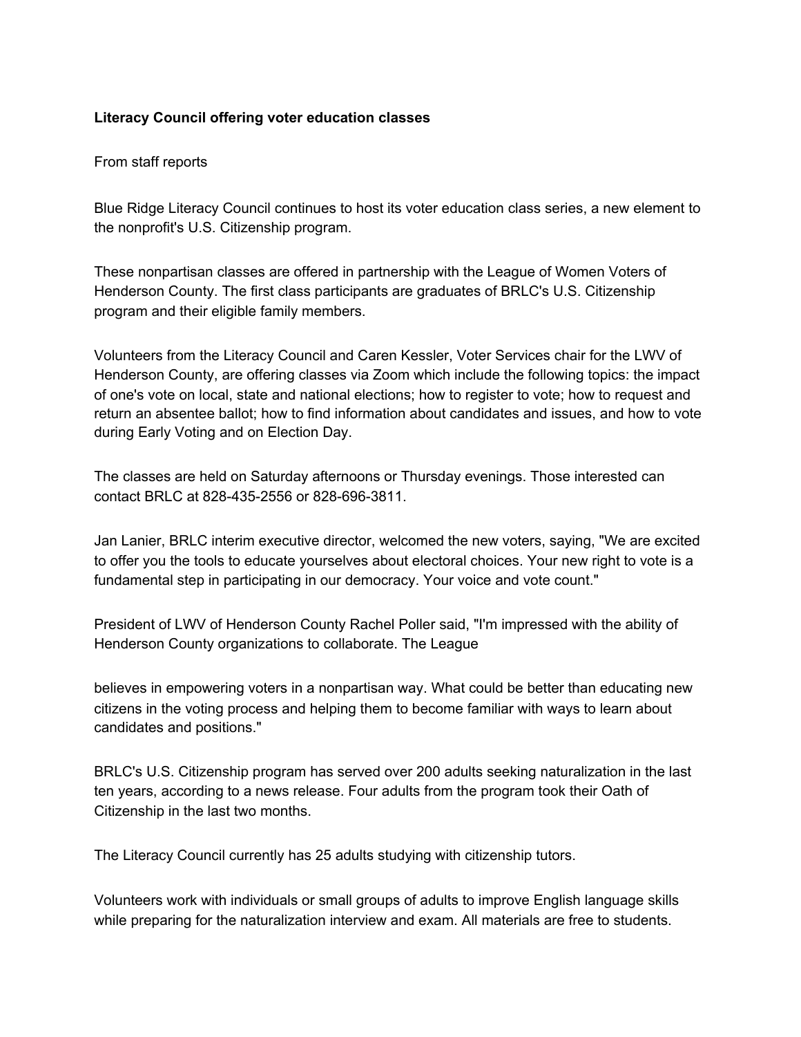**Literacy Council offering voter education classes**

From staff reports

Blue Ridge Literacy Council continues to host its voter education class series, a new element to the nonprofit's U.S. Citizenship program.

These nonpartisan classes are offered in partnership with the League of Women Voters of Henderson County. The first class participants are graduates of BRLC's U.S. Citizenship program and their eligible family members.

Volunteers from the Literacy Council and Caren Kessler, Voter Services chair for the LWV of Henderson County, are offering classes via Zoom which include the following topics: the impact of one's vote on local, state and national elections; how to register to vote; how to request and return an absentee ballot; how to find information about candidates and issues, and how to vote during Early Voting and on Election Day.

The classes are held on Saturday afternoons or Thursday evenings. Those interested can contact BRLC at 828-435-2556 or 828-696-3811.

Jan Lanier, BRLC interim executive director, welcomed the new voters, saying, "We are excited to offer you the tools to educate yourselves about electoral choices. Your new right to vote is a fundamental step in participating in our democracy. Your voice and vote count."

President of LWV of Henderson County Rachel Poller said, "I'm impressed with the ability of Henderson County organizations to collaborate. The League believes in empowering voters in a nonpartisan way. What could be better than educating new citizens in the voting process and helping them to become familiar with ways to learn about candidates and positions."

BRLC's U.S. Citizenship program has served over 200 adults seeking naturalization in the last ten years, according to a news release. Four adults from the program took their Oath of Citizenship in the last two months.

The Literacy Council currently has 25 adults studying with citizenship tutors.

Volunteers work with individuals or small groups of adults to improve English language skills while preparing for the naturalization interview and exam. All materials are free to students.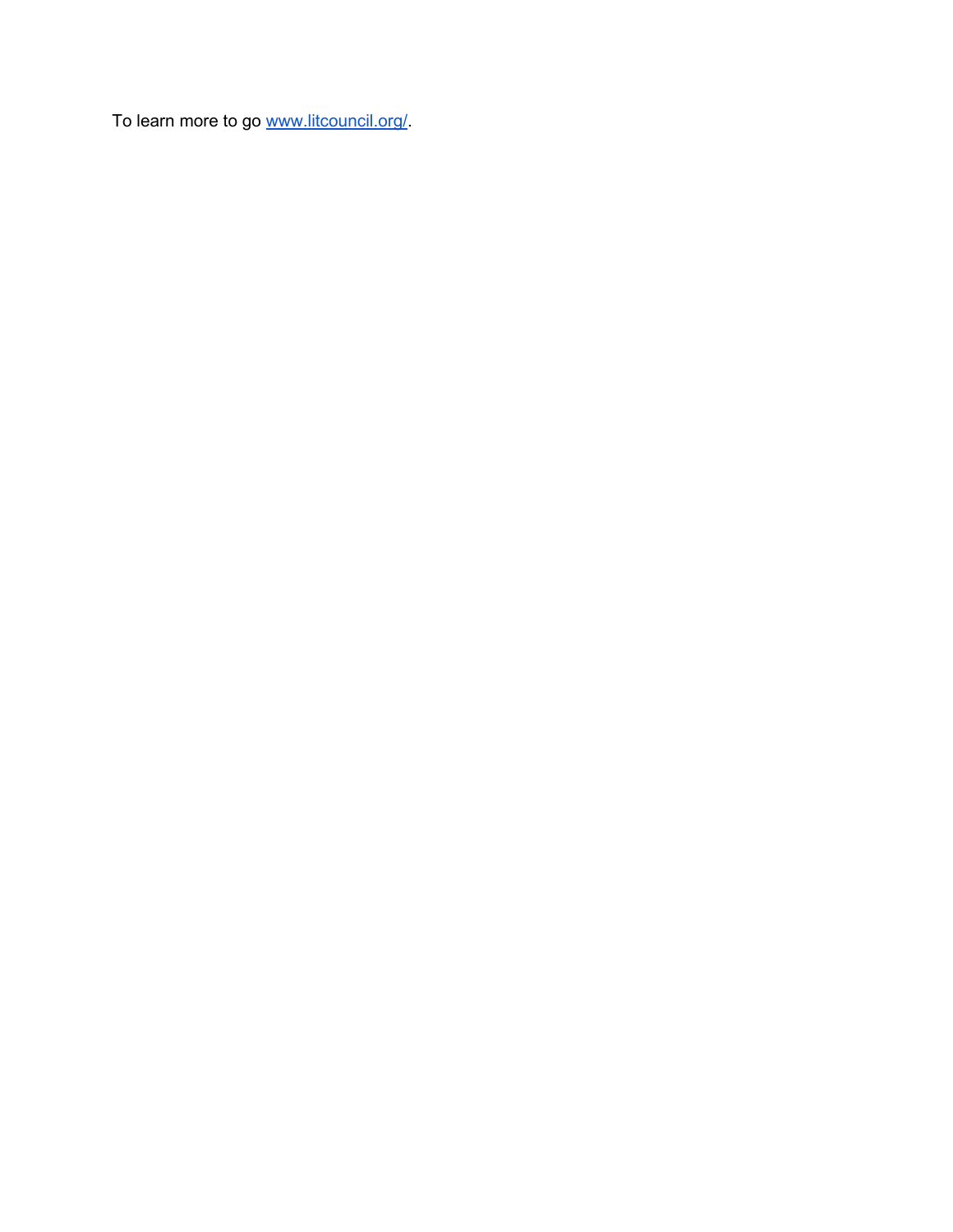To learn more to go [www.litcouncil.org/](http://www.litcouncil.org/).